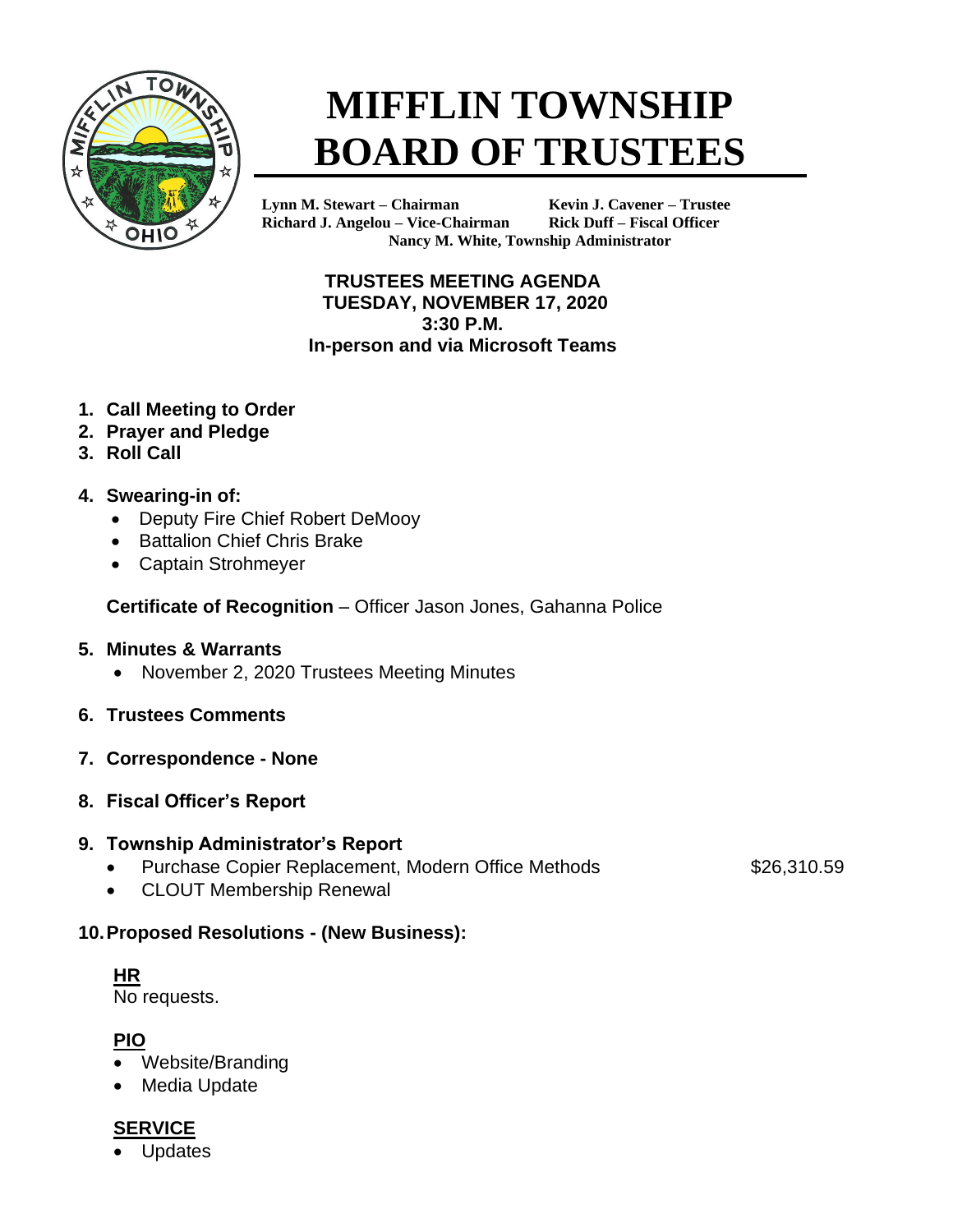# MIFFLIN TOWNSHIP BOARD OF TRUSTEES

**Lynn M. Stewart – Chairman**
**Richard J. Angelou – Vice-Chairman**
**Kevin J. Cavener – Trustee**
**Rick Duff – Fiscal Officer**
**Nancy M. White, Township Administrator**

## TRUSTEES MEETING AGENDA
## TUESDAY, NOVEMBER 17, 2020
## 3:30 P.M.
## In-person and via Microsoft Teams

1. **Call Meeting to Order**
2. **Prayer and Pledge**
3. **Roll Call**
4. **Swearing-in of:**
   - Deputy Fire Chief Robert DeMooy
   - Battalion Chief Chris Brake
   - Captain Strohmeyer

   **Certificate of Recognition** – Officer Jason Jones, Gahanna Police

5. **Minutes & Warrants**
   - November 2, 2020 Trustees Meeting Minutes
6. **Trustees Comments**
7. **Correspondence - None**
8. **Fiscal Officer's Report**
9. **Township Administrator's Report**
   - Purchase Copier Replacement, Modern Office Methods — $26,310.59
   - CLOUT Membership Renewal
10. **Proposed Resolutions - (New Business):**

**HR**
No requests.

**PIO**
- Website/Branding
- Media Update

**SERVICE**
- Updates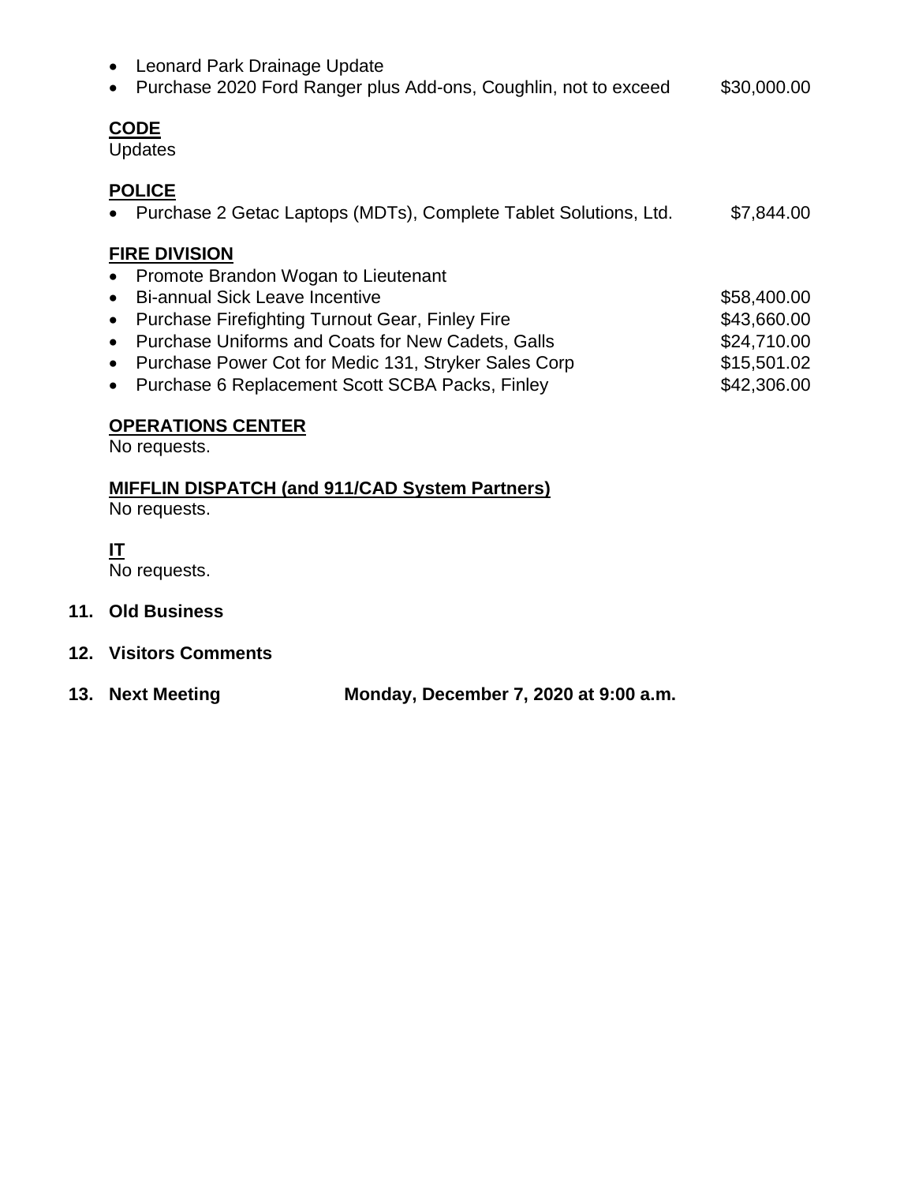- Leonard Park Drainage Update
- Purchase 2020 Ford Ranger plus Add-ons, Coughlin, not to exceed $30,000.00

**CODE**

Updates

**POLICE**

- Purchase 2 Getac Laptops (MDTs), Complete Tablet Solutions, Ltd. $7,844.00

**FIRE DIVISION**

- Promote Brandon Wogan to Lieutenant
- Bi-annual Sick Leave Incentive $58,400.00
- Purchase Firefighting Turnout Gear, Finley Fire $43,660.00
- Purchase Uniforms and Coats for New Cadets, Galls $24,710.00
- Purchase Power Cot for Medic 131, Stryker Sales Corp $15,501.02
- Purchase 6 Replacement Scott SCBA Packs, Finley $42,306.00

**OPERATIONS CENTER**

No requests.

**MIFFLIN DISPATCH (and 911/CAD System Partners)**

No requests.

**IT**

No requests.

**11. Old Business**

**12. Visitors Comments**

**13. Next Meeting Monday, December 7, 2020 at 9:00 a.m.**